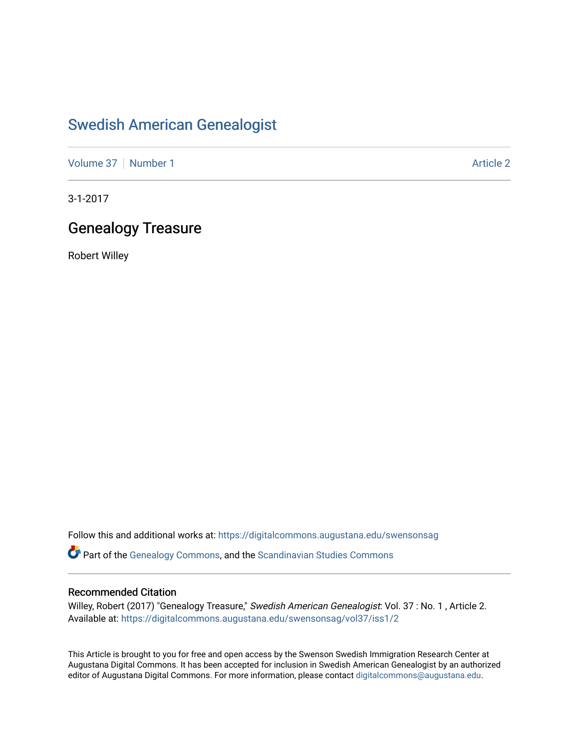# Swedish American Genealogist

Volume 37 | Number 1 | Article 2

3-1-2017

## Genealogy Treasure

Robert Willey

Follow this and additional works at: https://digitalcommons.augustana.edu/swensonsag

Part of the Genealogy Commons, and the Scandinavian Studies Commons

### Recommended Citation

Willey, Robert (2017) "Genealogy Treasure," *Swedish American Genealogist*: Vol. 37 : No. 1 , Article 2.
Available at: https://digitalcommons.augustana.edu/swensonsag/vol37/iss1/2

This Article is brought to you for free and open access by the Swenson Swedish Immigration Research Center at Augustana Digital Commons. It has been accepted for inclusion in Swedish American Genealogist by an authorized editor of Augustana Digital Commons. For more information, please contact digitalcommons@augustana.edu.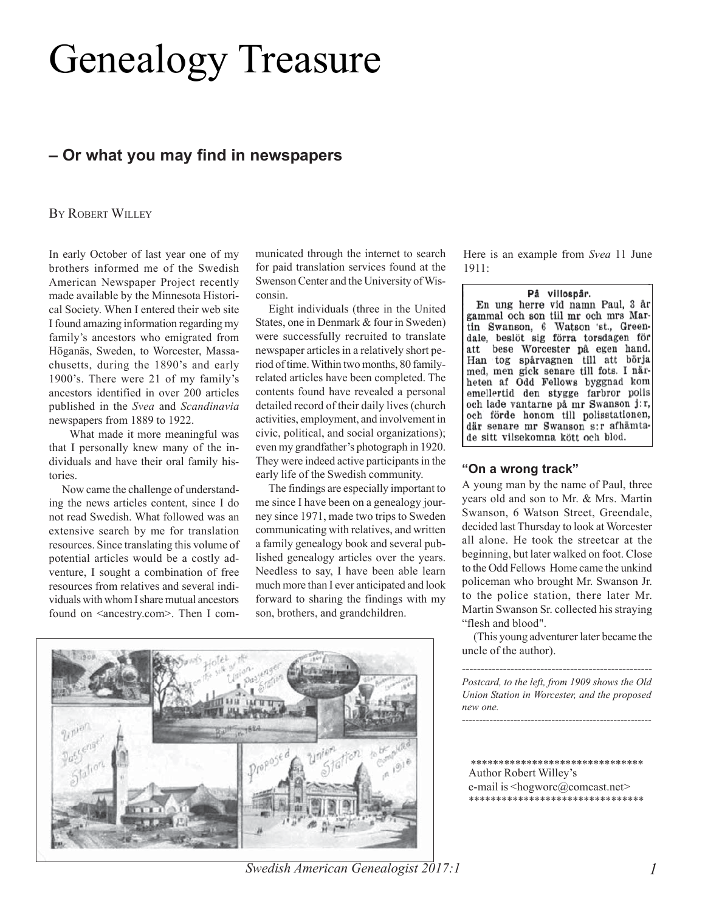# Genealogy Treasure

## – Or what you may find in newspapers

By Robert Willey

In early October of last year one of my brothers informed me of the Swedish American Newspaper Project recently made available by the Minnesota Historical Society. When I entered their web site I found amazing information regarding my family's ancestors who emigrated from Höganäs, Sweden, to Worcester, Massachusetts, during the 1890's and early 1900's. There were 21 of my family's ancestors identified in over 200 articles published in the *Svea* and *Scandinavia* newspapers from 1889 to 1922.

What made it more meaningful was that I personally knew many of the individuals and have their oral family histories.

Now came the challenge of understanding the news articles content, since I do not read Swedish. What followed was an extensive search by me for translation resources. Since translating this volume of potential articles would be a costly adventure, I sought a combination of free resources from relatives and several individuals with whom I share mutual ancestors found on <ancestry.com>. Then I communicated through the internet to search for paid translation services found at the Swenson Center and the University of Wisconsin.

Eight individuals (three in the United States, one in Denmark & four in Sweden) were successfully recruited to translate newspaper articles in a relatively short period of time. Within two months, 80 family-related articles have been completed. The contents found have revealed a personal detailed record of their daily lives (church activities, employment, and involvement in civic, political, and social organizations); even my grandfather's photograph in 1920. They were indeed active participants in the early life of the Swedish community.

The findings are especially important to me since I have been on a genealogy journey since 1971, made two trips to Sweden communicating with relatives, and written a family genealogy book and several published genealogy articles over the years. Needless to say, I have been able learn much more than I ever anticipated and look forward to sharing the findings with my son, brothers, and grandchildren.

Here is an example from *Svea* 11 June 1911:

**På villospår.**

En ung herre vid namn Paul, 3 år gammal och son till mr och mrs Martin Swanson, 6 Watson 'st., Greendale, beslöt sig förra torsdagen för att bese Worcester på egen hand. Han tog spårvagnen till att börja med, men gick senare till fots. I närheten af Odd Fellows byggnad kom emellertid den stygge farbror polis och lade vantarne på mr Swanson j:r, och förde honom till polisstationen, där senare mr Swanson s:r afhämtade sitt vilsekomna kött och blod.

### "On a wrong track"

A young man by the name of Paul, three years old and son to Mr. & Mrs. Martin Swanson, 6 Watson Street, Greendale, decided last Thursday to look at Worcester all alone. He took the streetcar at the beginning, but later walked on foot. Close to the Odd Fellows Home came the unkind policeman who brought Mr. Swanson Jr. to the police station, there later Mr. Martin Swanson Sr. collected his straying "flesh and blood".

(This young adventurer later became the uncle of the author).

---

*Postcard, to the left, from 1909 shows the Old Union Station in Worcester, and the proposed new one.*

---

Author Robert Willey's e-mail is <hogworc@comcast.net>